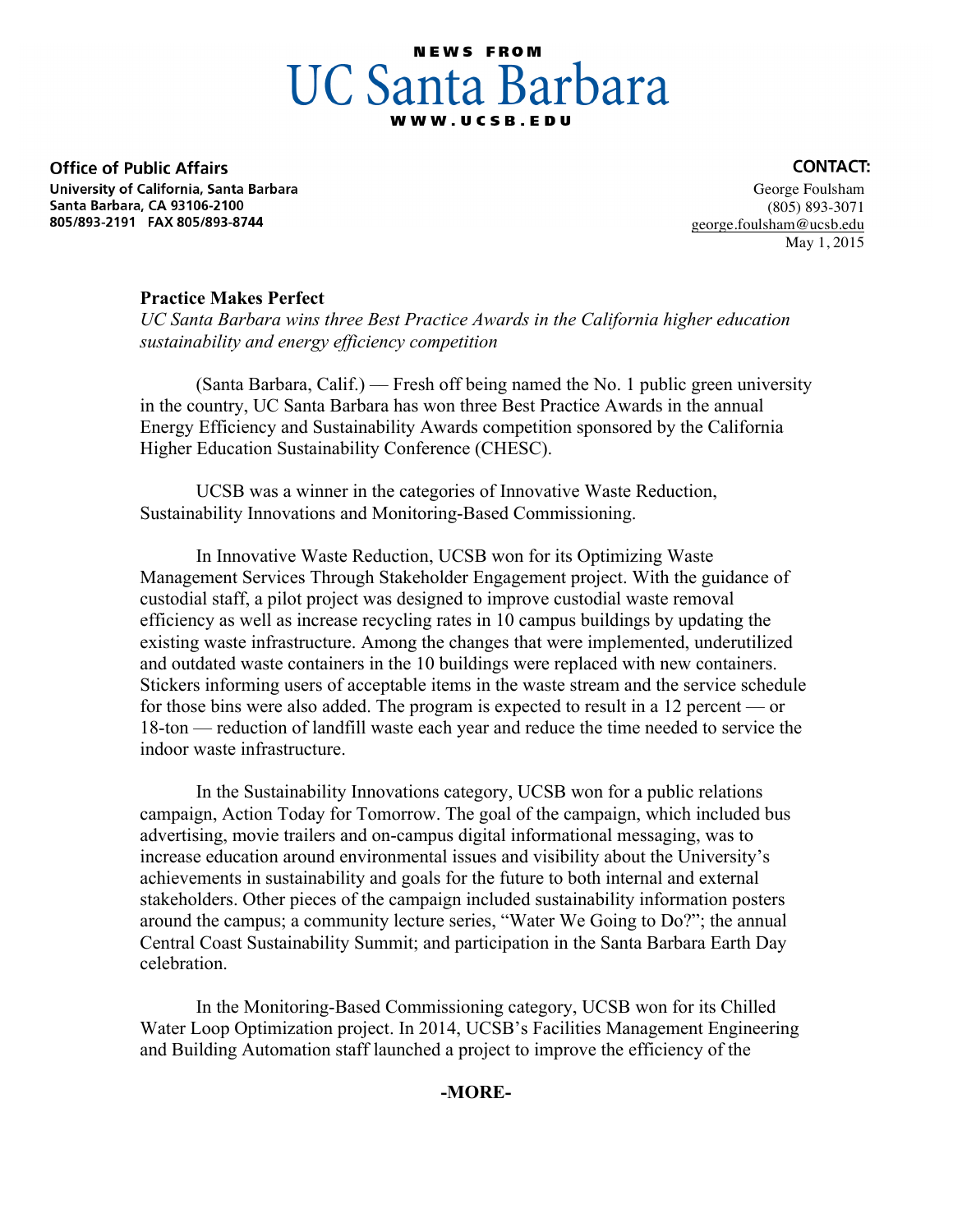NEWS FROM

# UC Santa Barbara

WWW.UCSB.EDU

**Office of Public Affairs**
**University of California, Santa Barbara**
**Santa Barbara, CA 93106-2100**
**805/893-2191 FAX 805/893-8744**

**CONTACT:**
George Foulsham
(805) 893-3071
george.foulsham@ucsb.edu
May 1, 2015

## Practice Makes Perfect

*UC Santa Barbara wins three Best Practice Awards in the California higher education sustainability and energy efficiency competition*

(Santa Barbara, Calif.) — Fresh off being named the No. 1 public green university in the country, UC Santa Barbara has won three Best Practice Awards in the annual Energy Efficiency and Sustainability Awards competition sponsored by the California Higher Education Sustainability Conference (CHESC).

UCSB was a winner in the categories of Innovative Waste Reduction, Sustainability Innovations and Monitoring-Based Commissioning.

In Innovative Waste Reduction, UCSB won for its Optimizing Waste Management Services Through Stakeholder Engagement project. With the guidance of custodial staff, a pilot project was designed to improve custodial waste removal efficiency as well as increase recycling rates in 10 campus buildings by updating the existing waste infrastructure. Among the changes that were implemented, underutilized and outdated waste containers in the 10 buildings were replaced with new containers. Stickers informing users of acceptable items in the waste stream and the service schedule for those bins were also added. The program is expected to result in a 12 percent — or 18-ton — reduction of landfill waste each year and reduce the time needed to service the indoor waste infrastructure.

In the Sustainability Innovations category, UCSB won for a public relations campaign, Action Today for Tomorrow. The goal of the campaign, which included bus advertising, movie trailers and on-campus digital informational messaging, was to increase education around environmental issues and visibility about the University's achievements in sustainability and goals for the future to both internal and external stakeholders. Other pieces of the campaign included sustainability information posters around the campus; a community lecture series, "Water We Going to Do?"; the annual Central Coast Sustainability Summit; and participation in the Santa Barbara Earth Day celebration.

In the Monitoring-Based Commissioning category, UCSB won for its Chilled Water Loop Optimization project. In 2014, UCSB's Facilities Management Engineering and Building Automation staff launched a project to improve the efficiency of the

**-MORE-**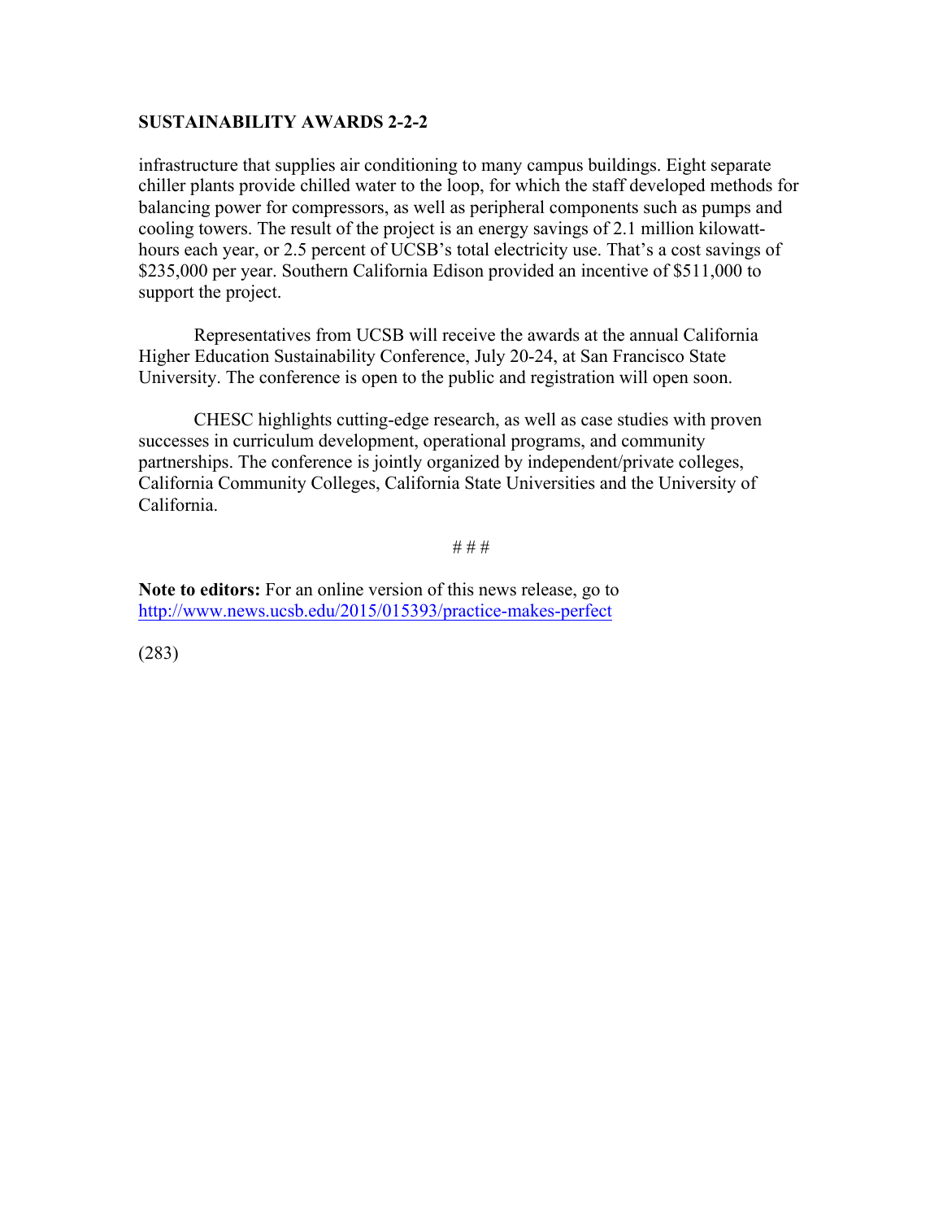infrastructure that supplies air conditioning to many campus buildings. Eight separate chiller plants provide chilled water to the loop, for which the staff developed methods for balancing power for compressors, as well as peripheral components such as pumps and cooling towers. The result of the project is an energy savings of 2.1 million kilowatt-hours each year, or 2.5 percent of UCSB's total electricity use. That's a cost savings of $235,000 per year. Southern California Edison provided an incentive of $511,000 to support the project.

Representatives from UCSB will receive the awards at the annual California Higher Education Sustainability Conference, July 20-24, at San Francisco State University. The conference is open to the public and registration will open soon.

CHESC highlights cutting-edge research, as well as case studies with proven successes in curriculum development, operational programs, and community partnerships. The conference is jointly organized by independent/private colleges, California Community Colleges, California State Universities and the University of California.

# # #

**Note to editors:** For an online version of this news release, go to http://www.news.ucsb.edu/2015/015393/practice-makes-perfect

(283)